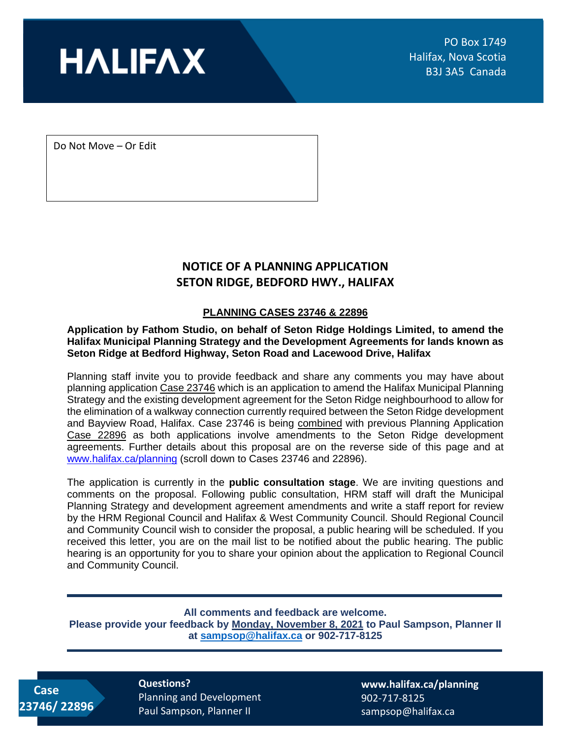HALIFAX

PO Box 1749
Halifax, Nova Scotia
B3J 3A5 Canada

Do Not Move – Or Edit

# NOTICE OF A PLANNING APPLICATION
# SETON RIDGE, BEDFORD HWY., HALIFAX

## PLANNING CASES 23746 & 22896

**Application by Fathom Studio, on behalf of Seton Ridge Holdings Limited, to amend the Halifax Municipal Planning Strategy and the Development Agreements for lands known as Seton Ridge at Bedford Highway, Seton Road and Lacewood Drive, Halifax**

Planning staff invite you to provide feedback and share any comments you may have about planning application Case 23746 which is an application to amend the Halifax Municipal Planning Strategy and the existing development agreement for the Seton Ridge neighbourhood to allow for the elimination of a walkway connection currently required between the Seton Ridge development and Bayview Road, Halifax. Case 23746 is being combined with previous Planning Application Case 22896 as both applications involve amendments to the Seton Ridge development agreements. Further details about this proposal are on the reverse side of this page and at www.halifax.ca/planning (scroll down to Cases 23746 and 22896).

The application is currently in the **public consultation stage**. We are inviting questions and comments on the proposal. Following public consultation, HRM staff will draft the Municipal Planning Strategy and development agreement amendments and write a staff report for review by the HRM Regional Council and Halifax & West Community Council. Should Regional Council and Community Council wish to consider the proposal, a public hearing will be scheduled. If you received this letter, you are on the mail list to be notified about the public hearing. The public hearing is an opportunity for you to share your opinion about the application to Regional Council and Community Council.

**All comments and feedback are welcome.**
**Please provide your feedback by Monday, November 8, 2021 to Paul Sampson, Planner II at sampsop@halifax.ca or 902-717-8125**

**Case 23746/ 22896**

**Questions?**
Planning and Development
Paul Sampson, Planner II

**www.halifax.ca/planning**
902-717-8125
sampsop@halifax.ca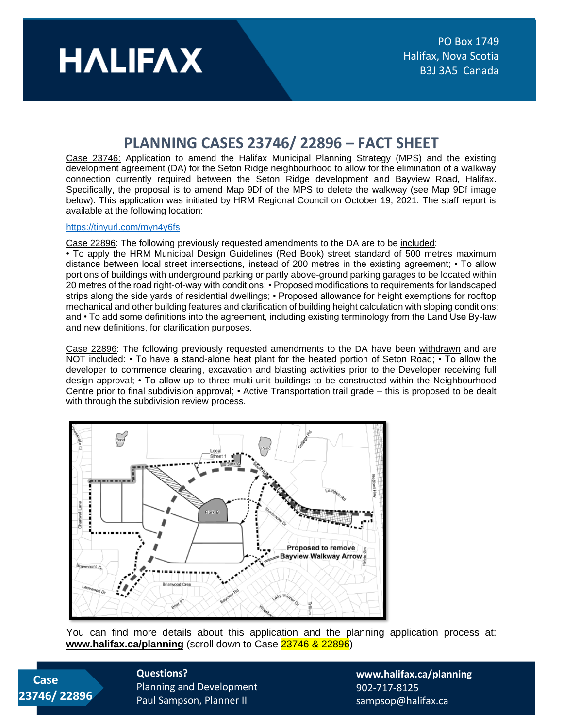HALIFAX

PO Box 1749
Halifax, Nova Scotia
B3J 3A5 Canada

# PLANNING CASES 23746/ 22896 – FACT SHEET

Case 23746: Application to amend the Halifax Municipal Planning Strategy (MPS) and the existing development agreement (DA) for the Seton Ridge neighbourhood to allow for the elimination of a walkway connection currently required between the Seton Ridge development and Bayview Road, Halifax. Specifically, the proposal is to amend Map 9Df of the MPS to delete the walkway (see Map 9Df image below). This application was initiated by HRM Regional Council on October 19, 2021. The staff report is available at the following location:

https://tinyurl.com/myn4y6fs

Case 22896: The following previously requested amendments to the DA are to be included:
• To apply the HRM Municipal Design Guidelines (Red Book) street standard of 500 metres maximum distance between local street intersections, instead of 200 metres in the existing agreement; • To allow portions of buildings with underground parking or partly above-ground parking garages to be located within 20 metres of the road right-of-way with conditions; • Proposed modifications to requirements for landscaped strips along the side yards of residential dwellings; • Proposed allowance for height exemptions for rooftop mechanical and other building features and clarification of building height calculation with sloping conditions; and • To add some definitions into the agreement, including existing terminology from the Land Use By-law and new definitions, for clarification purposes.

Case 22896: The following previously requested amendments to the DA have been withdrawn and are NOT included: • To have a stand-alone heat plant for the heated portion of Seton Road; • To allow the developer to commence clearing, excavation and blasting activities prior to the Developer receiving full design approval; • To allow up to three multi-unit buildings to be constructed within the Neighbourhood Centre prior to final subdivision approval; • Active Transportation trail grade – this is proposed to be dealt with through the subdivision review process.

Pond
Pond
Local Street 1
Park A
Park B
College Rd
Seton Rd
Lumsden Rd
Bedford Hwy
Chartwell Lane
Sherbrooke Dr
Proposed to remove Bayview Walkway Arrow
Kelvin Grv
Braemount Dr
Lacewood Dr
Briarwood Cres
Briar Pl
Bayview Rd
Lady Slipper Dr
Trillium
Woodbury

You can find more details about this application and the planning application process at: **www.halifax.ca/planning** (scroll down to Case 23746 & 22896)

**Case 23746/ 22896**

**Questions?**
Planning and Development
Paul Sampson, Planner II

**www.halifax.ca/planning**
902-717-8125
sampsop@halifax.ca